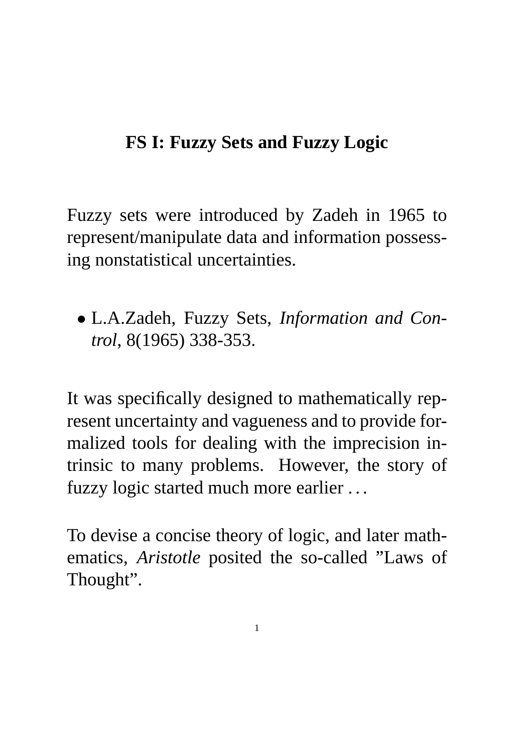# FS I: Fuzzy Sets and Fuzzy Logic

Fuzzy sets were introduced by Zadeh in 1965 to represent/manipulate data and information possessing nonstatistical uncertainties.

- L.A.Zadeh, Fuzzy Sets, *Information and Control*, 8(1965) 338-353.

It was specifically designed to mathematically represent uncertainty and vagueness and to provide formalized tools for dealing with the imprecision intrinsic to many problems. However, the story of fuzzy logic started much more earlier . . .

To devise a concise theory of logic, and later mathematics, *Aristotle* posited the so-called ”Laws of Thought”.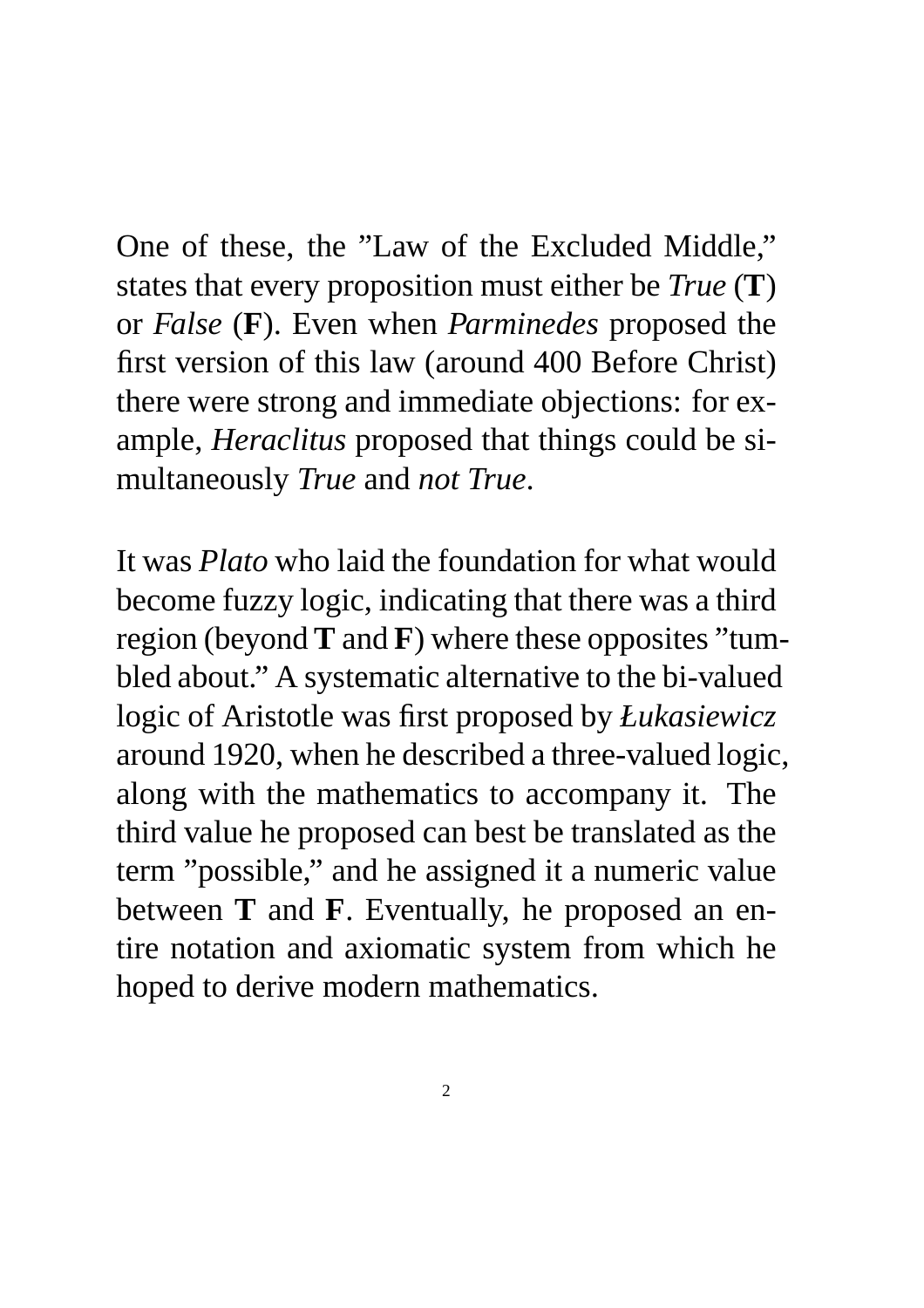One of these, the ”Law of the Excluded Middle,” states that every proposition must either be *True* (**T**) or *False* (**F**). Even when *Parminedes* proposed the first version of this law (around 400 Before Christ) there were strong and immediate objections: for example, *Heraclitus* proposed that things could be simultaneously *True* and *not True*.

It was *Plato* who laid the foundation for what would become fuzzy logic, indicating that there was a third region (beyond **T** and **F**) where these opposites ”tumbled about.” A systematic alternative to the bi-valued logic of Aristotle was first proposed by *Łukasiewicz* around 1920, when he described a three-valued logic, along with the mathematics to accompany it. The third value he proposed can best be translated as the term ”possible,” and he assigned it a numeric value between **T** and **F**. Eventually, he proposed an entire notation and axiomatic system from which he hoped to derive modern mathematics.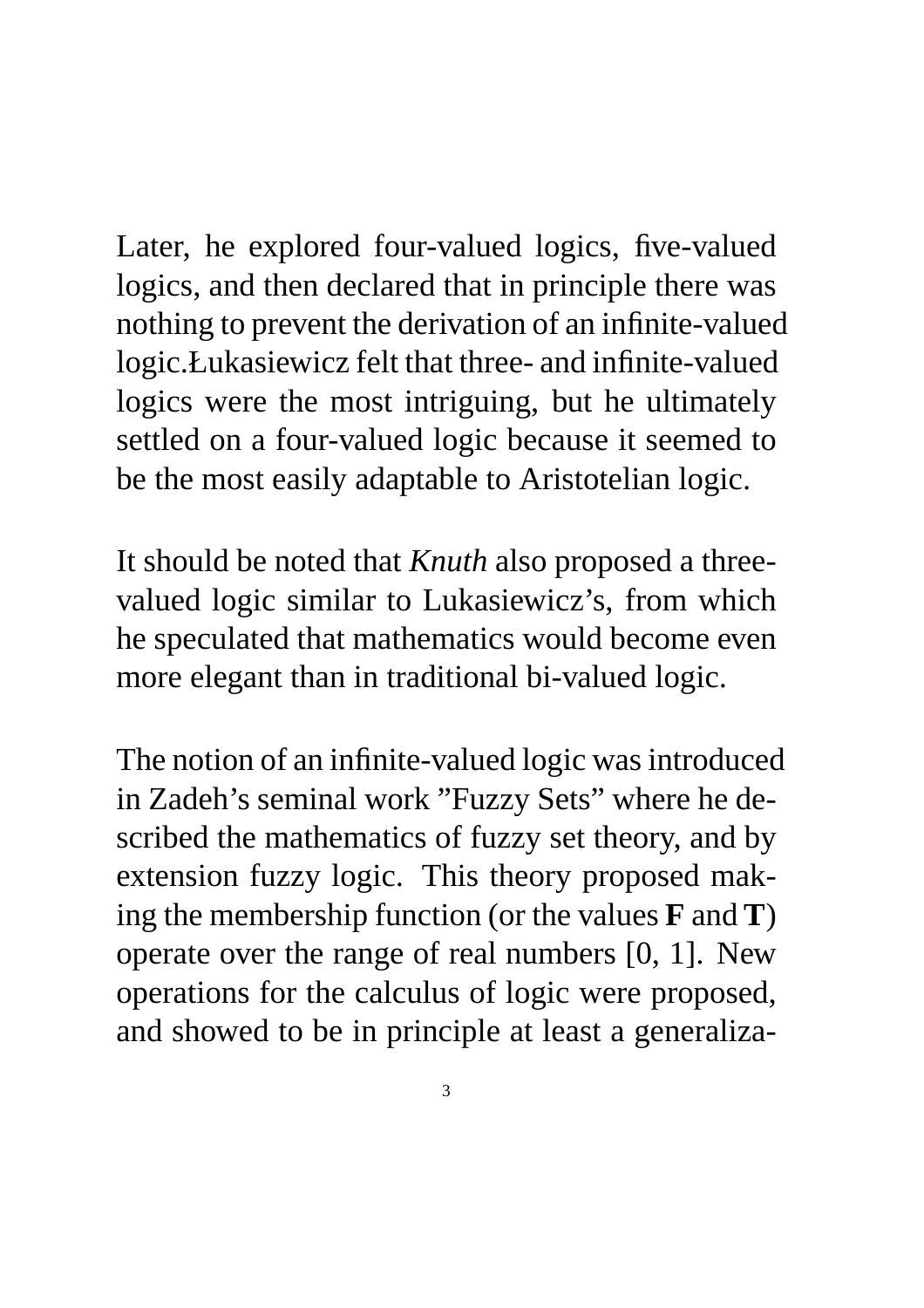Later, he explored four-valued logics, five-valued logics, and then declared that in principle there was nothing to prevent the derivation of an infinite-valued logic.Łukasiewicz felt that three- and infinite-valued logics were the most intriguing, but he ultimately settled on a four-valued logic because it seemed to be the most easily adaptable to Aristotelian logic.

It should be noted that *Knuth* also proposed a three-valued logic similar to Lukasiewicz's, from which he speculated that mathematics would become even more elegant than in traditional bi-valued logic.

The notion of an infinite-valued logic was introduced in Zadeh's seminal work "Fuzzy Sets" where he described the mathematics of fuzzy set theory, and by extension fuzzy logic. This theory proposed making the membership function (or the values **F** and **T**) operate over the range of real numbers [0, 1]. New operations for the calculus of logic were proposed, and showed to be in principle at least a generaliza-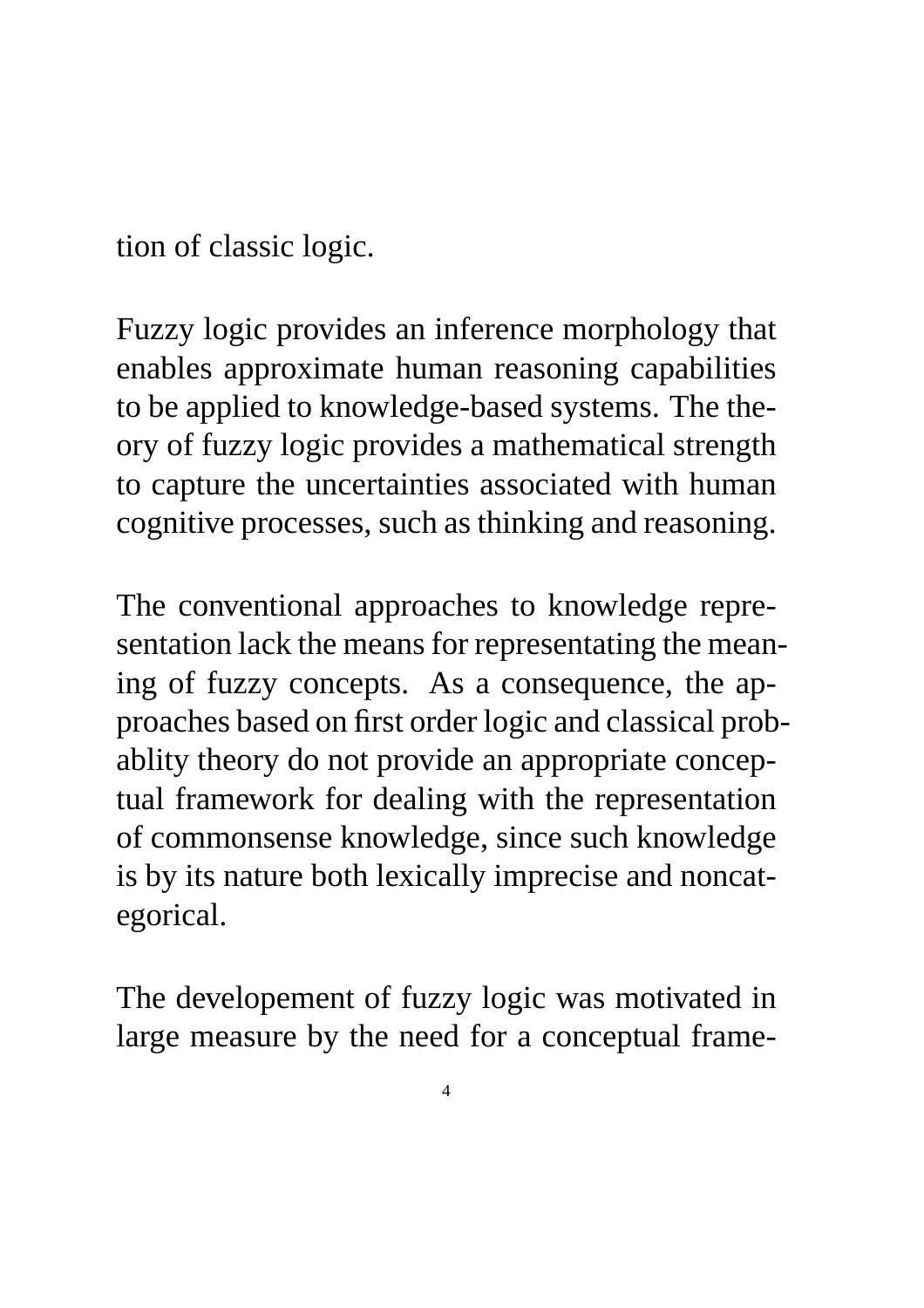tion of classic logic.

Fuzzy logic provides an inference morphology that enables approximate human reasoning capabilities to be applied to knowledge-based systems. The theory of fuzzy logic provides a mathematical strength to capture the uncertainties associated with human cognitive processes, such as thinking and reasoning.

The conventional approaches to knowledge representation lack the means for representating the meaning of fuzzy concepts. As a consequence, the approaches based on first order logic and classical probablity theory do not provide an appropriate conceptual framework for dealing with the representation of commonsense knowledge, since such knowledge is by its nature both lexically imprecise and noncategorical.

The developement of fuzzy logic was motivated in large measure by the need for a conceptual frame-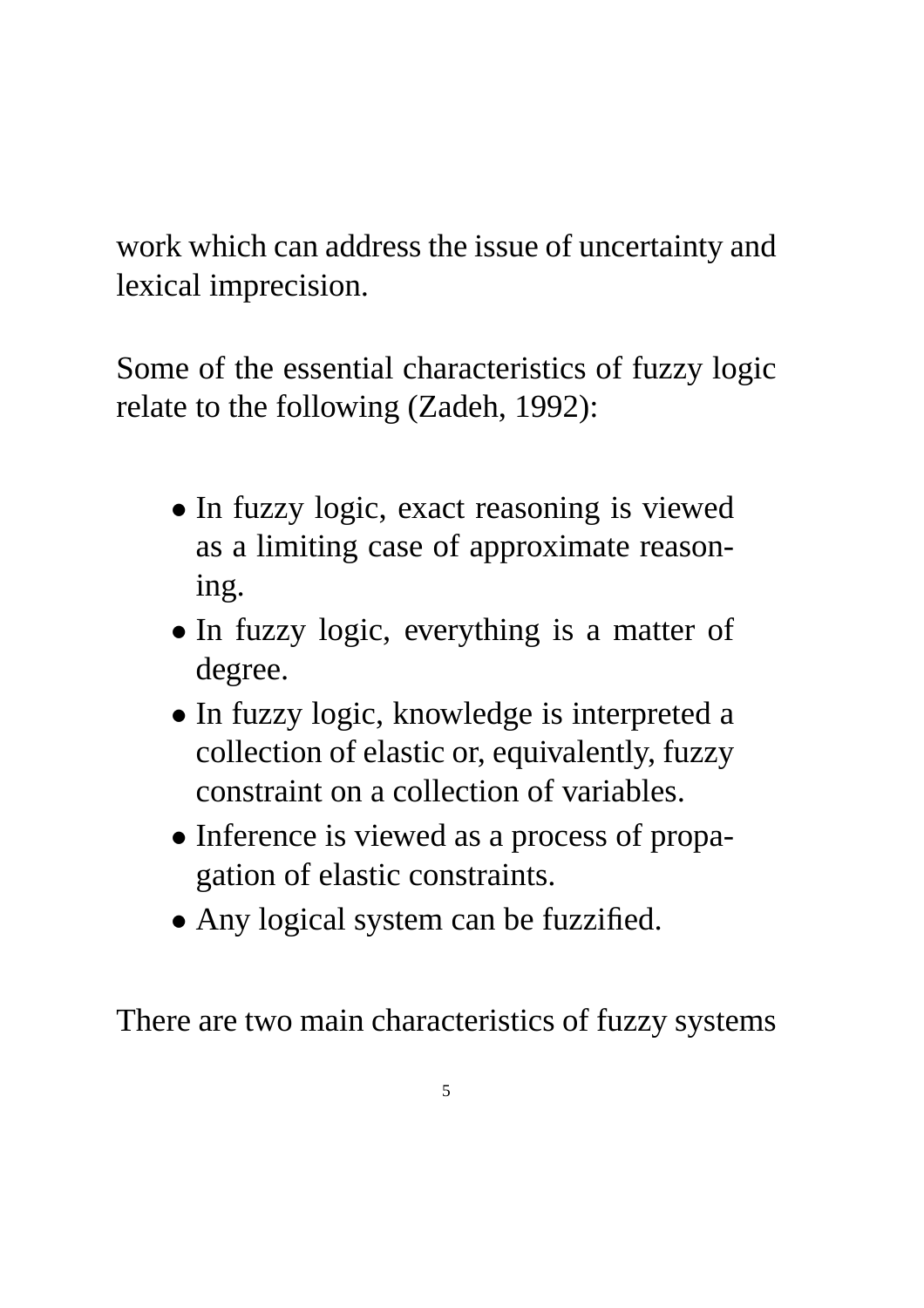work which can address the issue of uncertainty and lexical imprecision.

Some of the essential characteristics of fuzzy logic relate to the following (Zadeh, 1992):

- In fuzzy logic, exact reasoning is viewed as a limiting case of approximate reasoning.
- In fuzzy logic, everything is a matter of degree.
- In fuzzy logic, knowledge is interpreted a collection of elastic or, equivalently, fuzzy constraint on a collection of variables.
- Inference is viewed as a process of propagation of elastic constraints.
- Any logical system can be fuzzified.

There are two main characteristics of fuzzy systems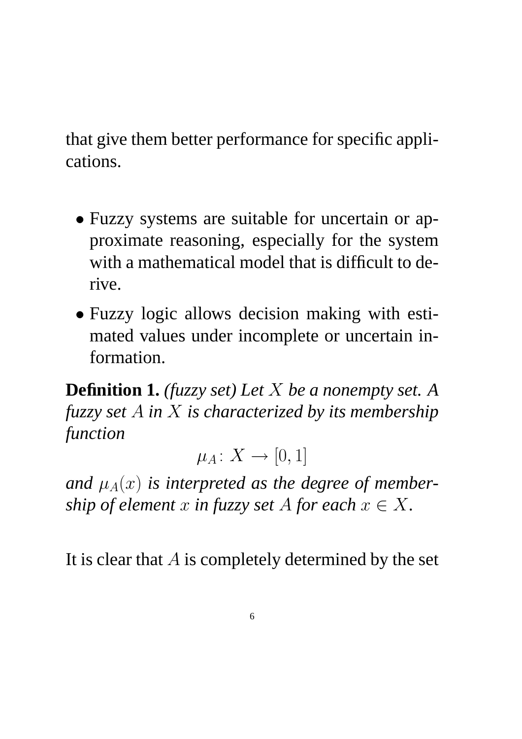that give them better performance for specific applications.

- Fuzzy systems are suitable for uncertain or approximate reasoning, especially for the system with a mathematical model that is difficult to derive.
- Fuzzy logic allows decision making with estimated values under incomplete or uncertain information.

**Definition 1.** *(fuzzy set) Let $X$ be a nonempty set. A fuzzy set $A$ in $X$ is characterized by its membership function*

$$\mu_A\colon X \to [0,1]$$

*and $\mu_A(x)$ is interpreted as the degree of membership of element $x$ in fuzzy set $A$ for each $x \in X$.*

It is clear that $A$ is completely determined by the set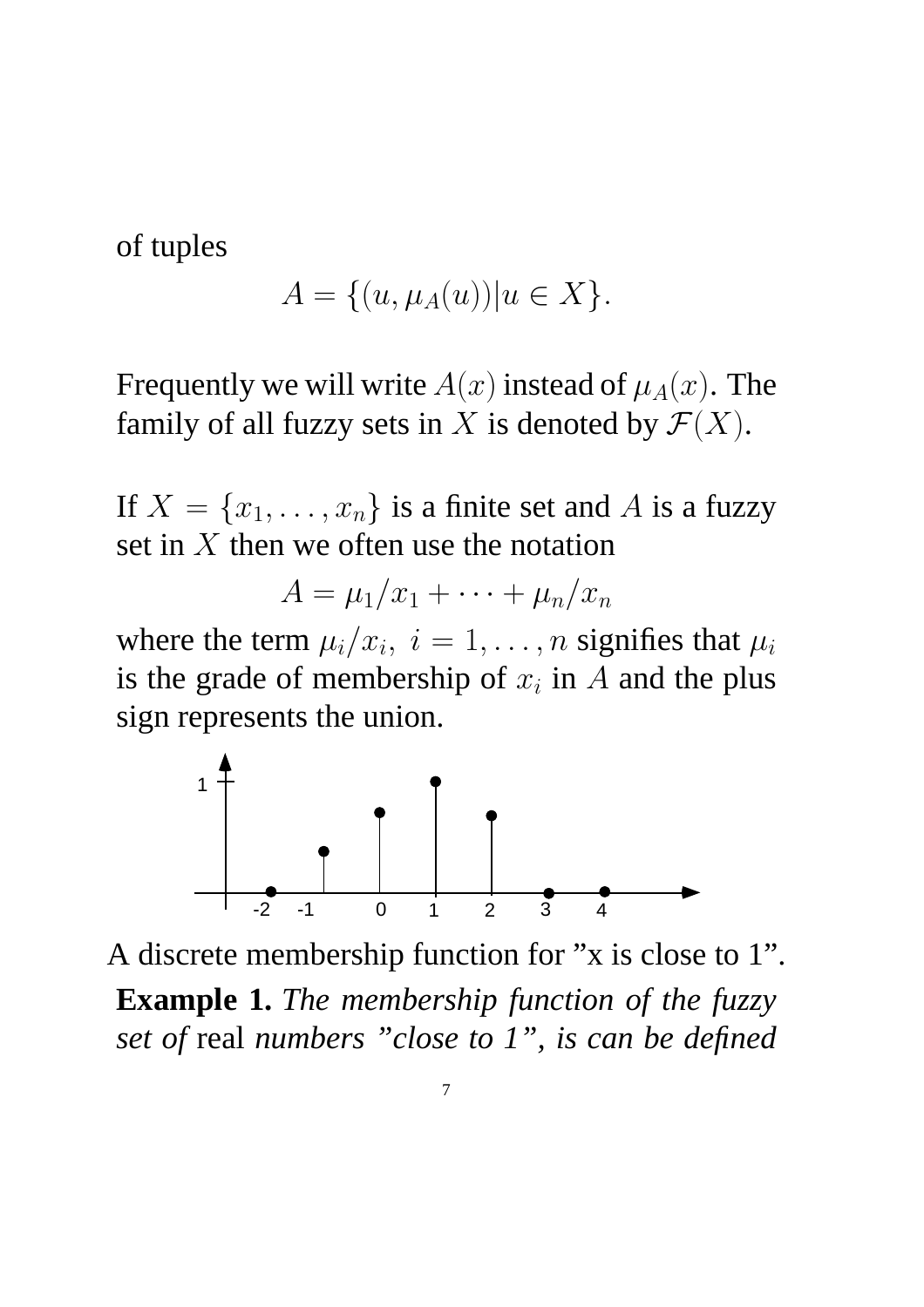of tuples

$$A = \{(u, \mu_A(u)) | u \in X\}.$$

Frequently we will write $A(x)$ instead of $\mu_A(x)$. The family of all fuzzy sets in $X$ is denoted by $\mathcal{F}(X)$.

If $X = \{x_1, \dots, x_n\}$ is a finite set and $A$ is a fuzzy set in $X$ then we often use the notation

$$A = \mu_1/x_1 + \cdots + \mu_n/x_n$$

where the term $\mu_i/x_i,\ i = 1, \dots, n$ signifies that $\mu_i$ is the grade of membership of $x_i$ in $A$ and the plus sign represents the union.

A discrete membership function for "x is close to 1".

**Example 1.** *The membership function of the fuzzy set of* real *numbers "close to 1", is can be defined*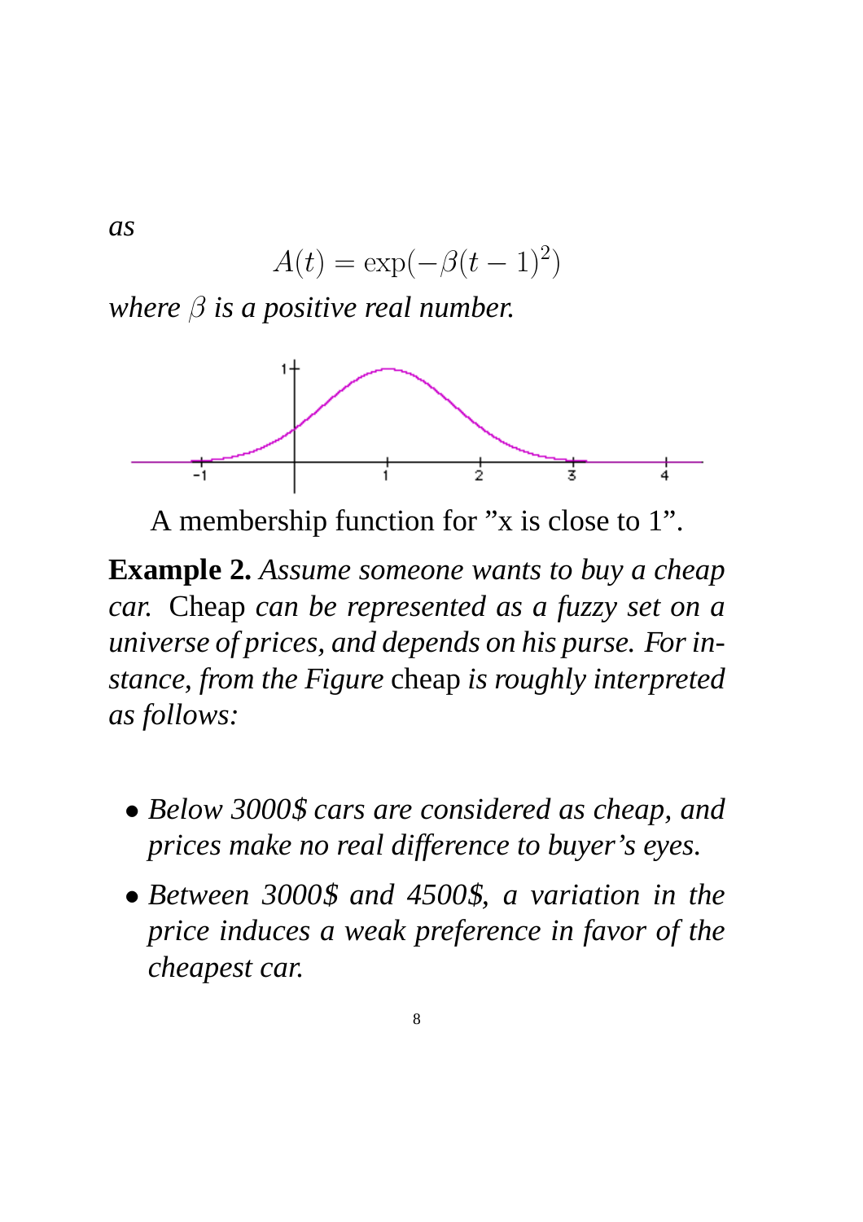*as*

$$A(t) = \exp(-\beta(t-1)^2)$$

*where $\beta$ is a positive real number.*

A membership function for "x is close to 1".

**Example 2.** *Assume someone wants to buy a cheap car.* Cheap *can be represented as a fuzzy set on a universe of prices, and depends on his purse. For instance, from the Figure* cheap *is roughly interpreted as follows:*

- *Below 3000$ cars are considered as cheap, and prices make no real difference to buyer's eyes.*
- *Between 3000$ and 4500$, a variation in the price induces a weak preference in favor of the cheapest car.*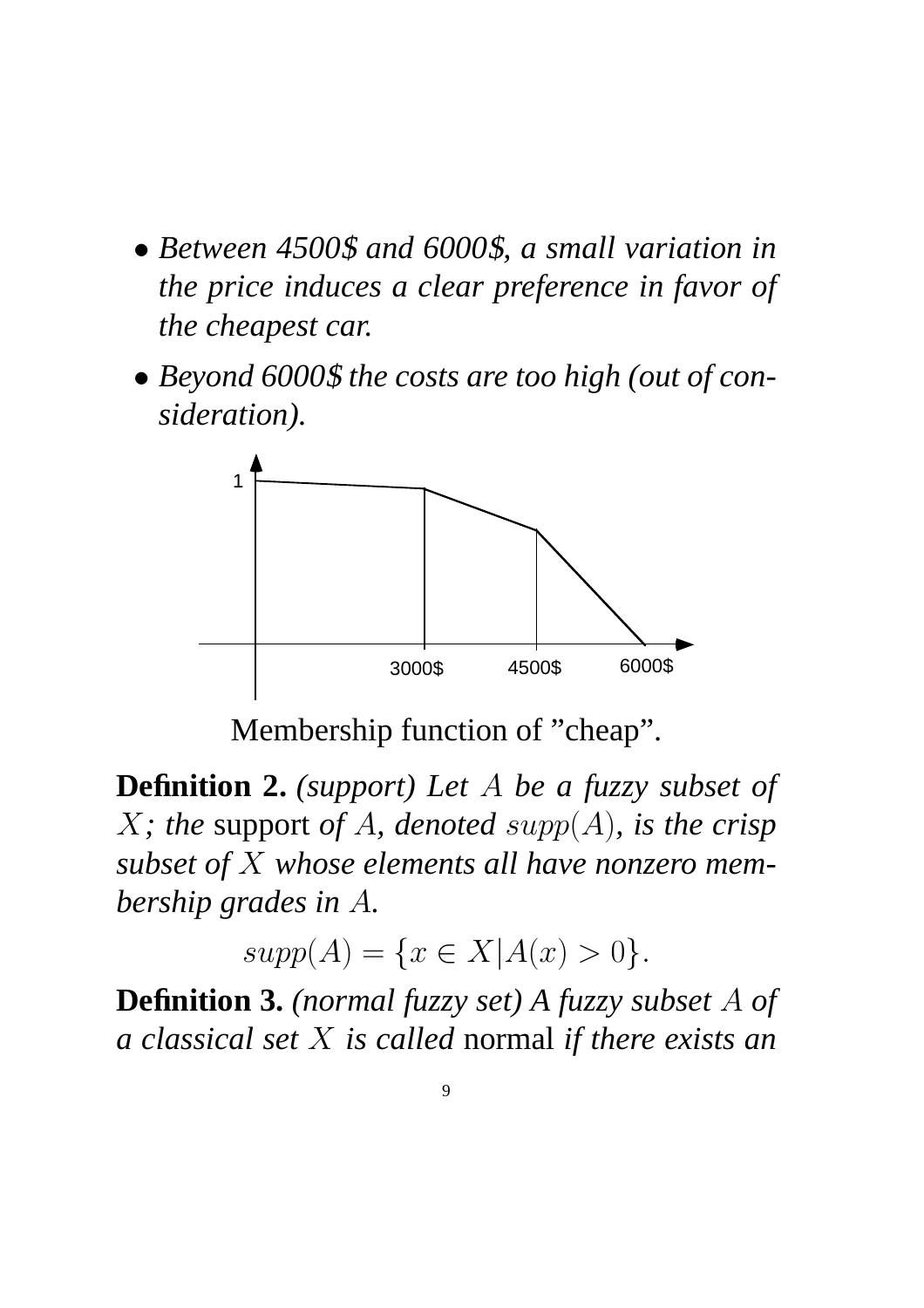- *Between 4500$ and 6000$, a small variation in the price induces a clear preference in favor of the cheapest car.*
- *Beyond 6000$ the costs are too high (out of consideration).*

Membership function of "cheap".

**Definition 2.** *(support) Let $A$ be a fuzzy subset of $X$; the* support *of $A$, denoted $supp(A)$, is the crisp subset of $X$ whose elements all have nonzero membership grades in $A$.*

$$supp(A) = \{x \in X | A(x) > 0\}.$$

**Definition 3.** *(normal fuzzy set) A fuzzy subset $A$ of a classical set $X$ is called* normal *if there exists an*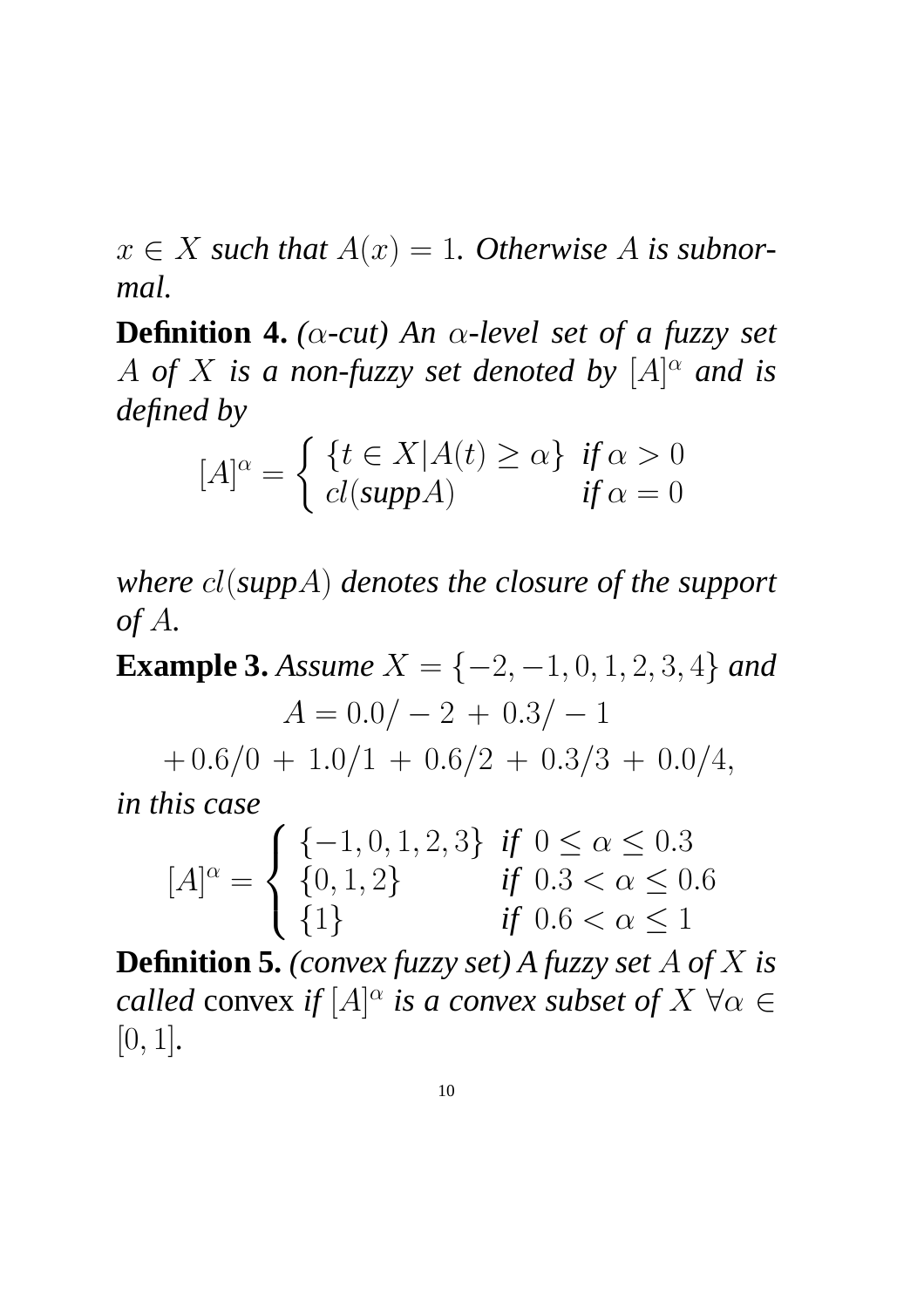$x \in X$ *such that* $A(x) = 1$. *Otherwise* $A$ *is subnormal.*

**Definition 4.** *($\alpha$-cut) An $\alpha$-level set of a fuzzy set $A$ of $X$ is a non-fuzzy set denoted by $[A]^\alpha$ and is defined by*

$$[A]^\alpha = \begin{cases} \{t \in X | A(t) \geq \alpha\} & \textit{if } \alpha > 0 \\ cl(\textit{supp}A) & \textit{if } \alpha = 0 \end{cases}$$

*where $cl(\textit{supp}A)$ denotes the closure of the support of $A$.*

**Example 3.** *Assume $X = \{-2, -1, 0, 1, 2, 3, 4\}$ and*

$$A = 0.0/-2 \,+\, 0.3/-1$$

$$+\, 0.6/0 \,+\, 1.0/1 \,+\, 0.6/2 \,+\, 0.3/3 \,+\, 0.0/4,$$

*in this case*

$$[A]^\alpha = \begin{cases} \{-1, 0, 1, 2, 3\} & \textit{if } 0 \leq \alpha \leq 0.3 \\ \{0, 1, 2\} & \textit{if } 0.3 < \alpha \leq 0.6 \\ \{1\} & \textit{if } 0.6 < \alpha \leq 1 \end{cases}$$

**Definition 5.** *(convex fuzzy set) A fuzzy set $A$ of $X$ is called* convex *if $[A]^\alpha$ is a convex subset of $X$ $\forall \alpha \in$* $[0, 1]$.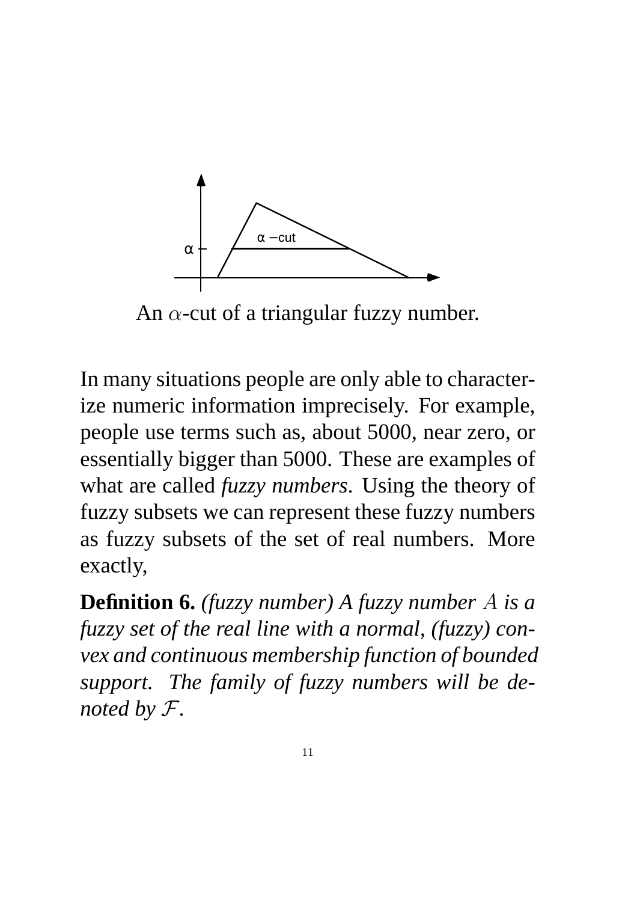An $\alpha$-cut of a triangular fuzzy number.

In many situations people are only able to characterize numeric information imprecisely. For example, people use terms such as, about 5000, near zero, or essentially bigger than 5000. These are examples of what are called *fuzzy numbers*. Using the theory of fuzzy subsets we can represent these fuzzy numbers as fuzzy subsets of the set of real numbers. More exactly,

**Definition 6.** *(fuzzy number) A fuzzy number $A$ is a fuzzy set of the real line with a normal, (fuzzy) convex and continuous membership function of bounded support. The family of fuzzy numbers will be denoted by $\mathcal{F}$.*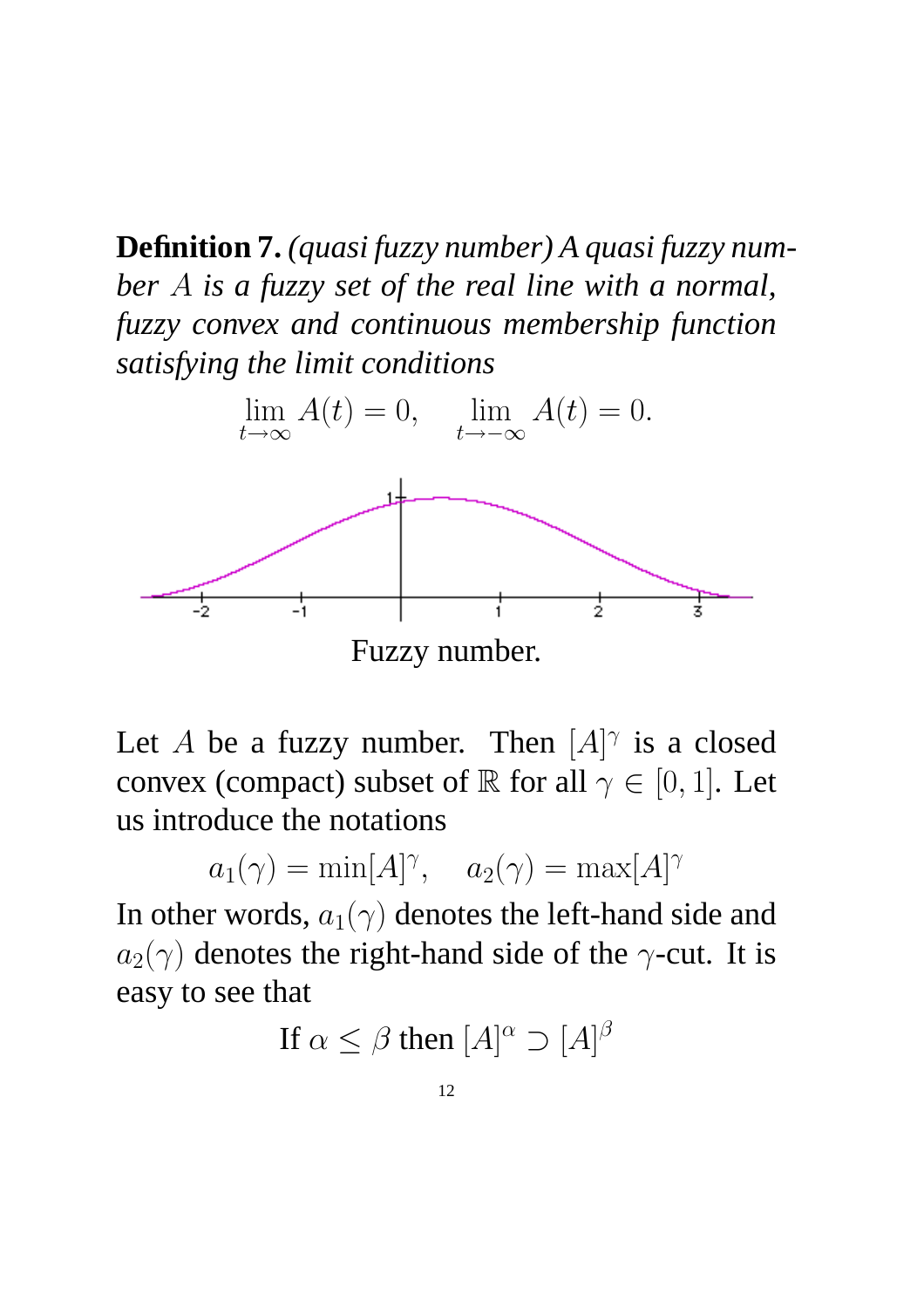**Definition 7.** *(quasi fuzzy number) A quasi fuzzy number $A$ is a fuzzy set of the real line with a normal, fuzzy convex and continuous membership function satisfying the limit conditions*

$$\lim_{t \to \infty} A(t) = 0, \quad \lim_{t \to -\infty} A(t) = 0.$$

Fuzzy number.

Let $A$ be a fuzzy number. Then $[A]^{\gamma}$ is a closed convex (compact) subset of $\mathbb{R}$ for all $\gamma \in [0, 1]$. Let us introduce the notations

$$a_1(\gamma) = \min[A]^{\gamma}, \quad a_2(\gamma) = \max[A]^{\gamma}$$

In other words, $a_1(\gamma)$ denotes the left-hand side and $a_2(\gamma)$ denotes the right-hand side of the $\gamma$-cut. It is easy to see that

$$\text{If } \alpha \leq \beta \text{ then } [A]^{\alpha} \supset [A]^{\beta}$$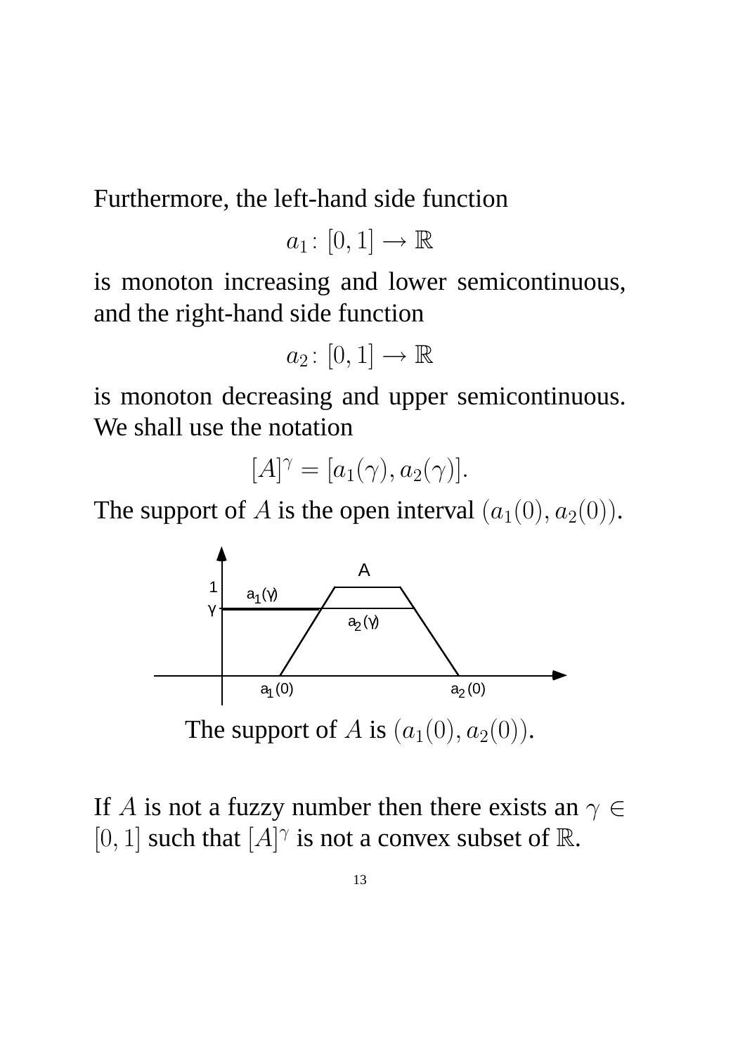Furthermore, the left-hand side function

$$a_1 \colon [0,1] \to \mathbb{R}$$

is monoton increasing and lower semicontinuous, and the right-hand side function

$$a_2 \colon [0,1] \to \mathbb{R}$$

is monoton decreasing and upper semicontinuous. We shall use the notation

$$[A]^\gamma = [a_1(\gamma), a_2(\gamma)].$$

The support of $A$ is the open interval $(a_1(0), a_2(0))$.

The support of $A$ is $(a_1(0), a_2(0))$.

If $A$ is not a fuzzy number then there exists an $\gamma \in [0,1]$ such that $[A]^\gamma$ is not a convex subset of $\mathbb{R}$.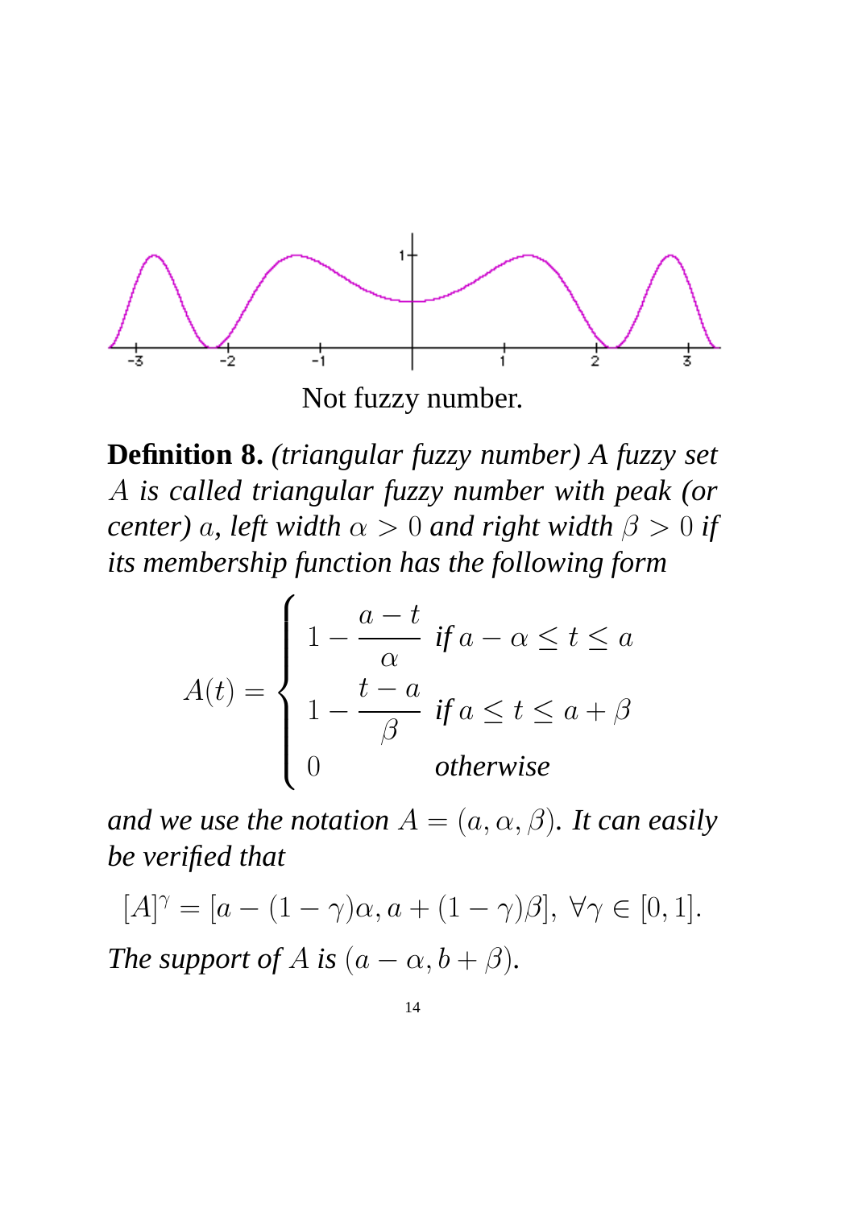Not fuzzy number.

**Definition 8.** *(triangular fuzzy number) A fuzzy set $A$ is called triangular fuzzy number with peak (or center) $a$, left width $\alpha > 0$ and right width $\beta > 0$ if its membership function has the following form*

$$A(t) = \begin{cases} 1 - \dfrac{a-t}{\alpha} & \text{if } a - \alpha \le t \le a \\ 1 - \dfrac{t-a}{\beta} & \text{if } a \le t \le a + \beta \\ 0 & \text{otherwise} \end{cases}$$

*and we use the notation $A = (a, \alpha, \beta)$. It can easily be verified that*

$$[A]^\gamma = [a - (1-\gamma)\alpha, a + (1-\gamma)\beta], \ \forall \gamma \in [0,1].$$

*The support of $A$ is $(a - \alpha, b + \beta)$.*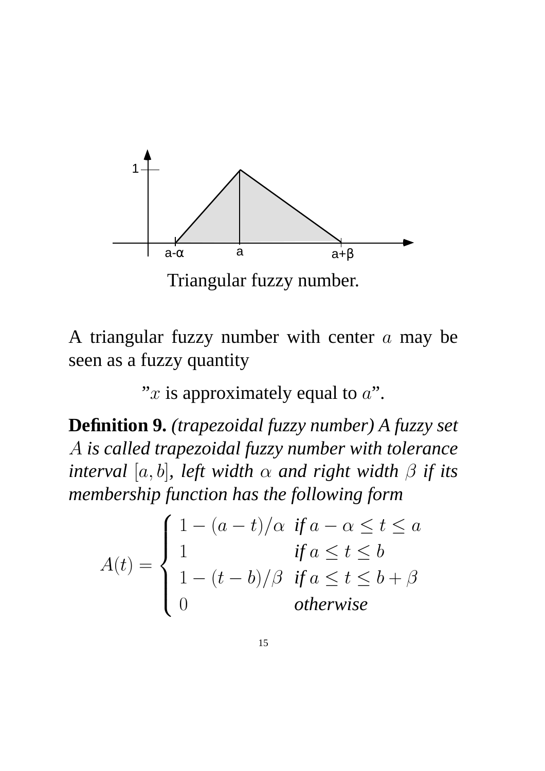Triangular fuzzy number.

A triangular fuzzy number with center $a$ may be seen as a fuzzy quantity

$$\text{"}x \text{ is approximately equal to } a\text{"}.$$

**Definition 9.** *(trapezoidal fuzzy number) A fuzzy set $A$ is called trapezoidal fuzzy number with tolerance interval $[a, b]$, left width $\alpha$ and right width $\beta$ if its membership function has the following form*

$$A(t) = \begin{cases} 1 - (a - t)/\alpha & \textit{if } a - \alpha \leq t \leq a \\ 1 & \textit{if } a \leq t \leq b \\ 1 - (t - b)/\beta & \textit{if } a \leq t \leq b + \beta \\ 0 & \textit{otherwise} \end{cases}$$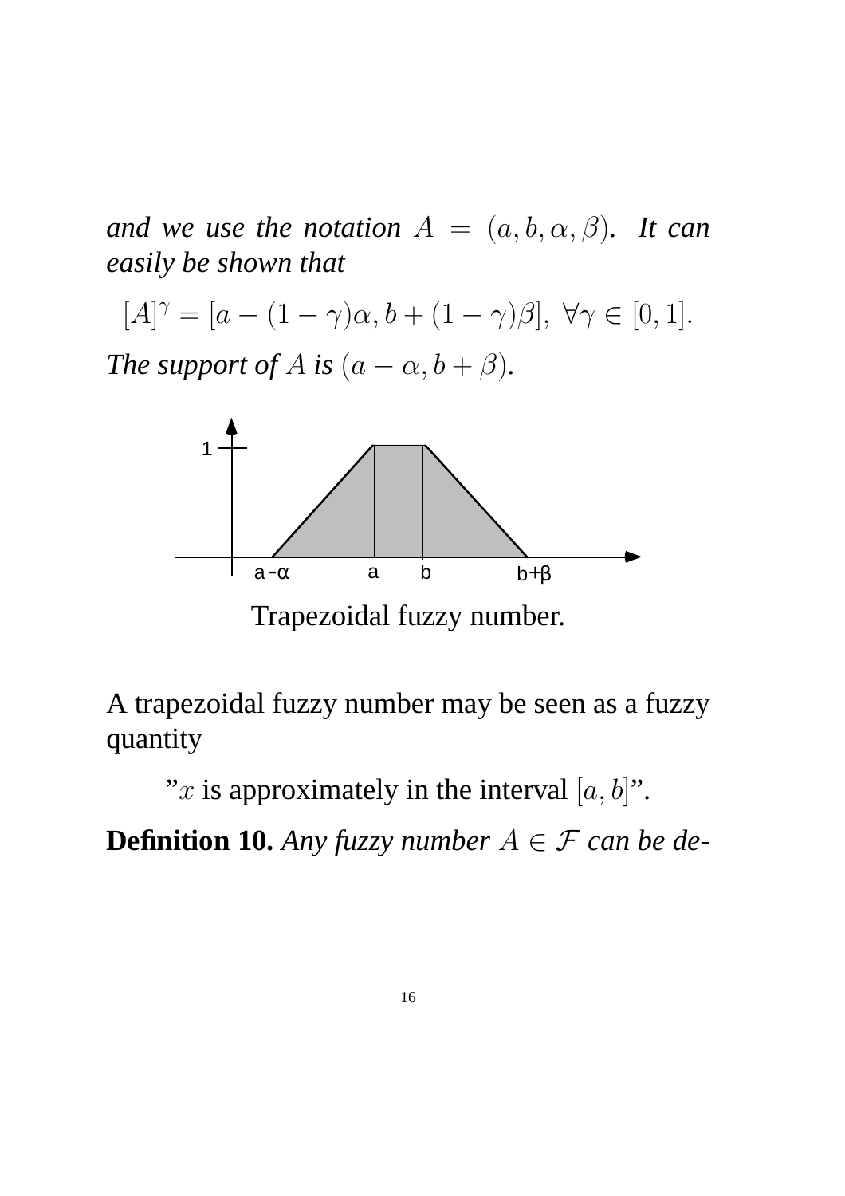*and we use the notation $A = (a, b, \alpha, \beta)$. It can easily be shown that*

$$[A]^\gamma = [a - (1-\gamma)\alpha, b + (1-\gamma)\beta], \ \forall \gamma \in [0,1].$$

*The support of $A$ is $(a - \alpha, b + \beta)$.*

Trapezoidal fuzzy number.

A trapezoidal fuzzy number may be seen as a fuzzy quantity

"$x$ is approximately in the interval $[a, b]$".

**Definition 10.** *Any fuzzy number $A \in \mathcal{F}$ can be de-*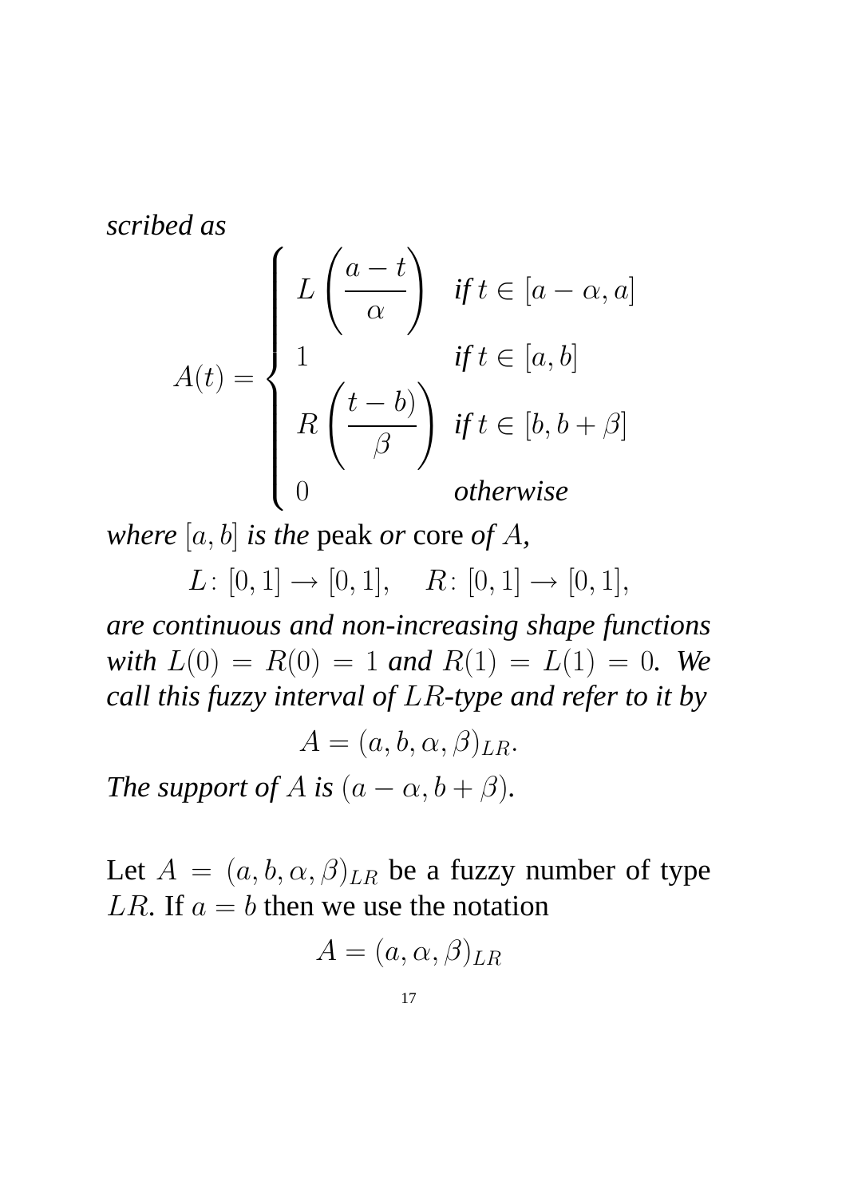*scribed as*

$$A(t) = \begin{cases} L\left(\dfrac{a-t}{\alpha}\right) & \textit{if } t \in [a-\alpha, a] \\ 1 & \textit{if } t \in [a, b] \\ R\left(\dfrac{t-b)}{\beta}\right) & \textit{if } t \in [b, b+\beta] \\ 0 & \textit{otherwise} \end{cases}$$

*where* $[a, b]$ *is the* peak *or* core *of* $A$*,*

$$L\colon [0,1] \to [0,1], \quad R\colon [0,1] \to [0,1],$$

*are continuous and non-increasing shape functions with* $L(0) = R(0) = 1$ *and* $R(1) = L(1) = 0$*. We call this fuzzy interval of* $LR$*-type and refer to it by*

$$A = (a, b, \alpha, \beta)_{LR}.$$

*The support of* $A$ *is* $(a - \alpha, b + \beta)$*.*

Let $A = (a, b, \alpha, \beta)_{LR}$ be a fuzzy number of type $LR$. If $a = b$ then we use the notation

$$A = (a, \alpha, \beta)_{LR}$$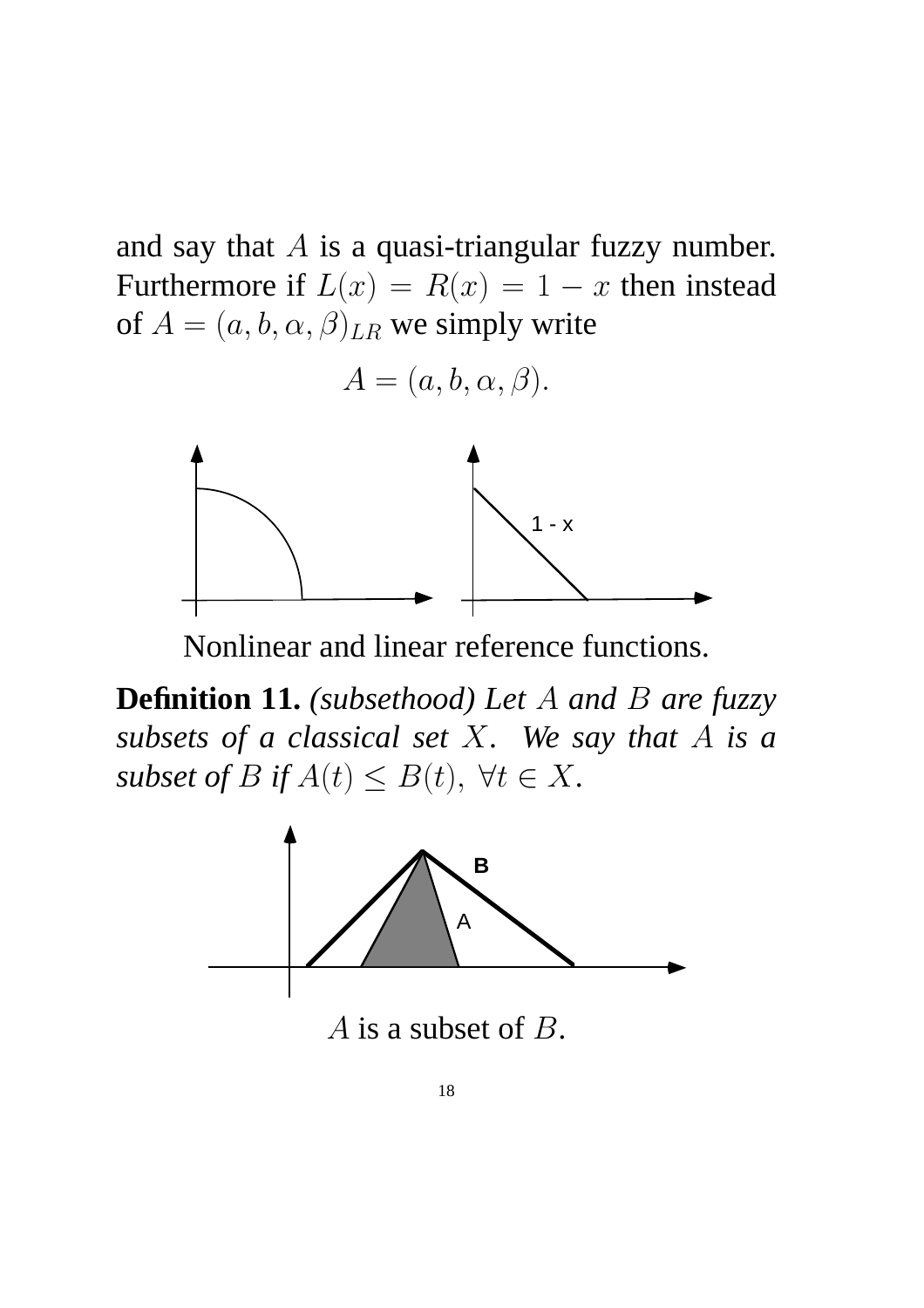and say that $A$ is a quasi-triangular fuzzy number. Furthermore if $L(x) = R(x) = 1 - x$ then instead of $A = (a, b, \alpha, \beta)_{LR}$ we simply write

$$A = (a, b, \alpha, \beta).$$

Nonlinear and linear reference functions.

**Definition 11.** *(subsethood) Let $A$ and $B$ are fuzzy subsets of a classical set $X$. We say that $A$ is a subset of $B$ if $A(t) \leq B(t),\ \forall t \in X$.*

$A$ is a subset of $B$.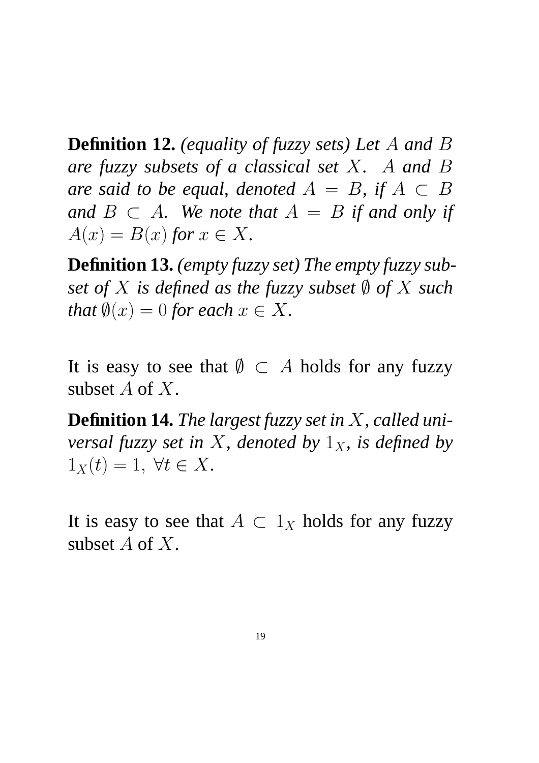**Definition 12.** *(equality of fuzzy sets) Let $A$ and $B$ are fuzzy subsets of a classical set $X$. $A$ and $B$ are said to be equal, denoted $A = B$, if $A \subset B$ and $B \subset A$. We note that $A = B$ if and only if $A(x) = B(x)$ for $x \in X$.*

**Definition 13.** *(empty fuzzy set) The empty fuzzy subset of $X$ is defined as the fuzzy subset $\emptyset$ of $X$ such that $\emptyset(x) = 0$ for each $x \in X$.*

It is easy to see that $\emptyset \subset A$ holds for any fuzzy subset $A$ of $X$.

**Definition 14.** *The largest fuzzy set in $X$, called universal fuzzy set in $X$, denoted by $1_X$, is defined by $1_X(t) = 1, \ \forall t \in X$.*

It is easy to see that $A \subset 1_X$ holds for any fuzzy subset $A$ of $X$.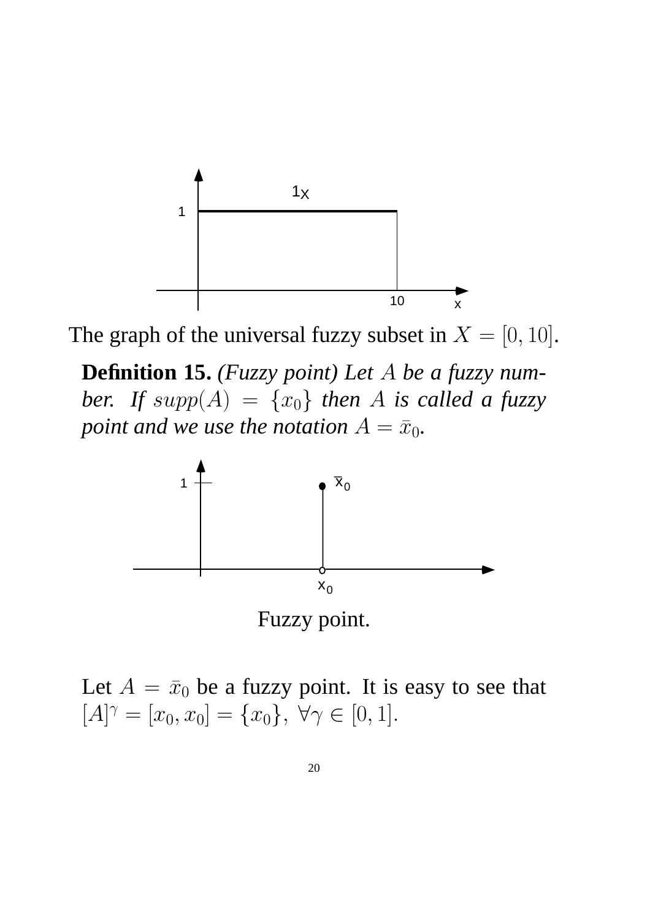The graph of the universal fuzzy subset in $X = [0, 10]$.

**Definition 15.** *(Fuzzy point) Let $A$ be a fuzzy number. If $supp(A) = \{x_0\}$ then $A$ is called a fuzzy point and we use the notation $A = \bar{x}_0$.*

Fuzzy point.

Let $A = \bar{x}_0$ be a fuzzy point. It is easy to see that $[A]^\gamma = [x_0, x_0] = \{x_0\}, \ \forall \gamma \in [0, 1]$.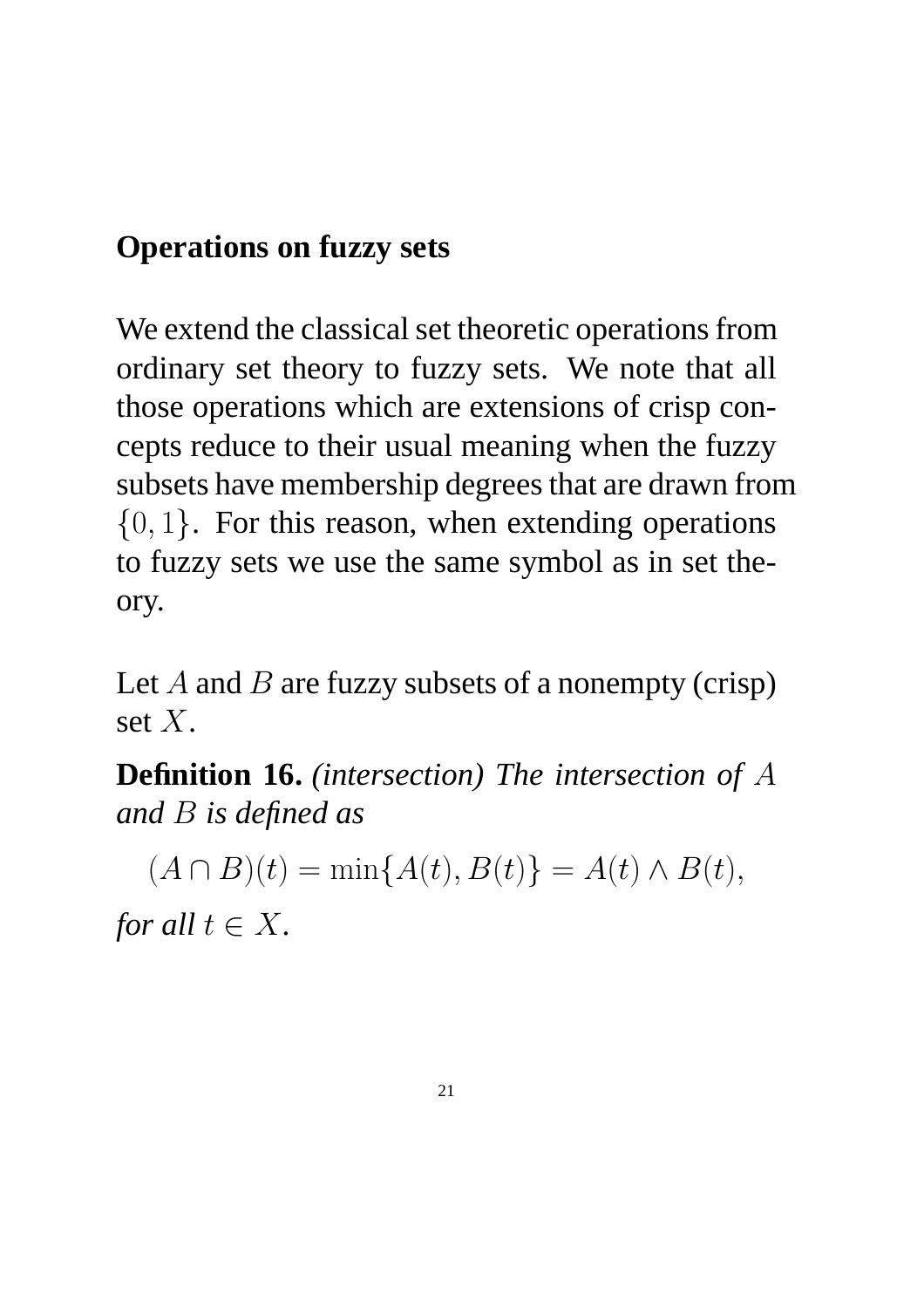## Operations on fuzzy sets

We extend the classical set theoretic operations from ordinary set theory to fuzzy sets. We note that all those operations which are extensions of crisp concepts reduce to their usual meaning when the fuzzy subsets have membership degrees that are drawn from $\{0, 1\}$. For this reason, when extending operations to fuzzy sets we use the same symbol as in set theory.

Let $A$ and $B$ are fuzzy subsets of a nonempty (crisp) set $X$.

**Definition 16.** *(intersection) The intersection of $A$ and $B$ is defined as*

$$(A \cap B)(t) = \min\{A(t), B(t)\} = A(t) \wedge B(t),$$

*for all $t \in X$.*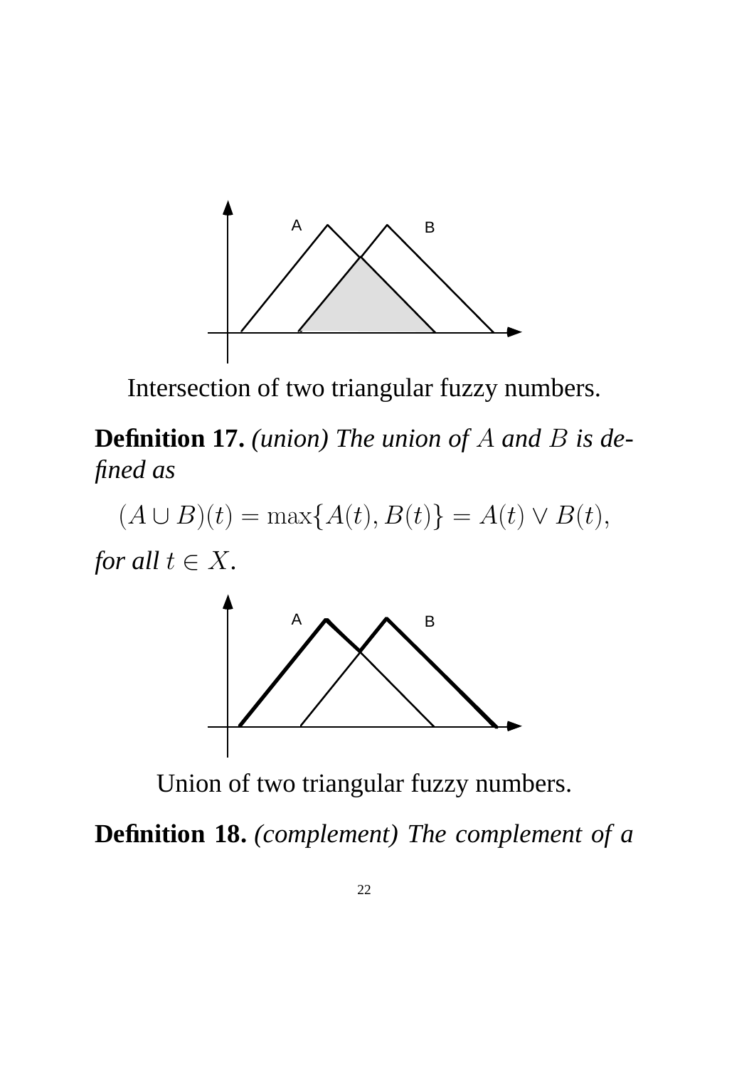Intersection of two triangular fuzzy numbers.

**Definition 17.** *(union) The union of $A$ and $B$ is defined as*

$$(A \cup B)(t) = \max\{A(t), B(t)\} = A(t) \vee B(t),$$

*for all $t \in X$.*

Union of two triangular fuzzy numbers.

**Definition 18.** *(complement) The complement of a*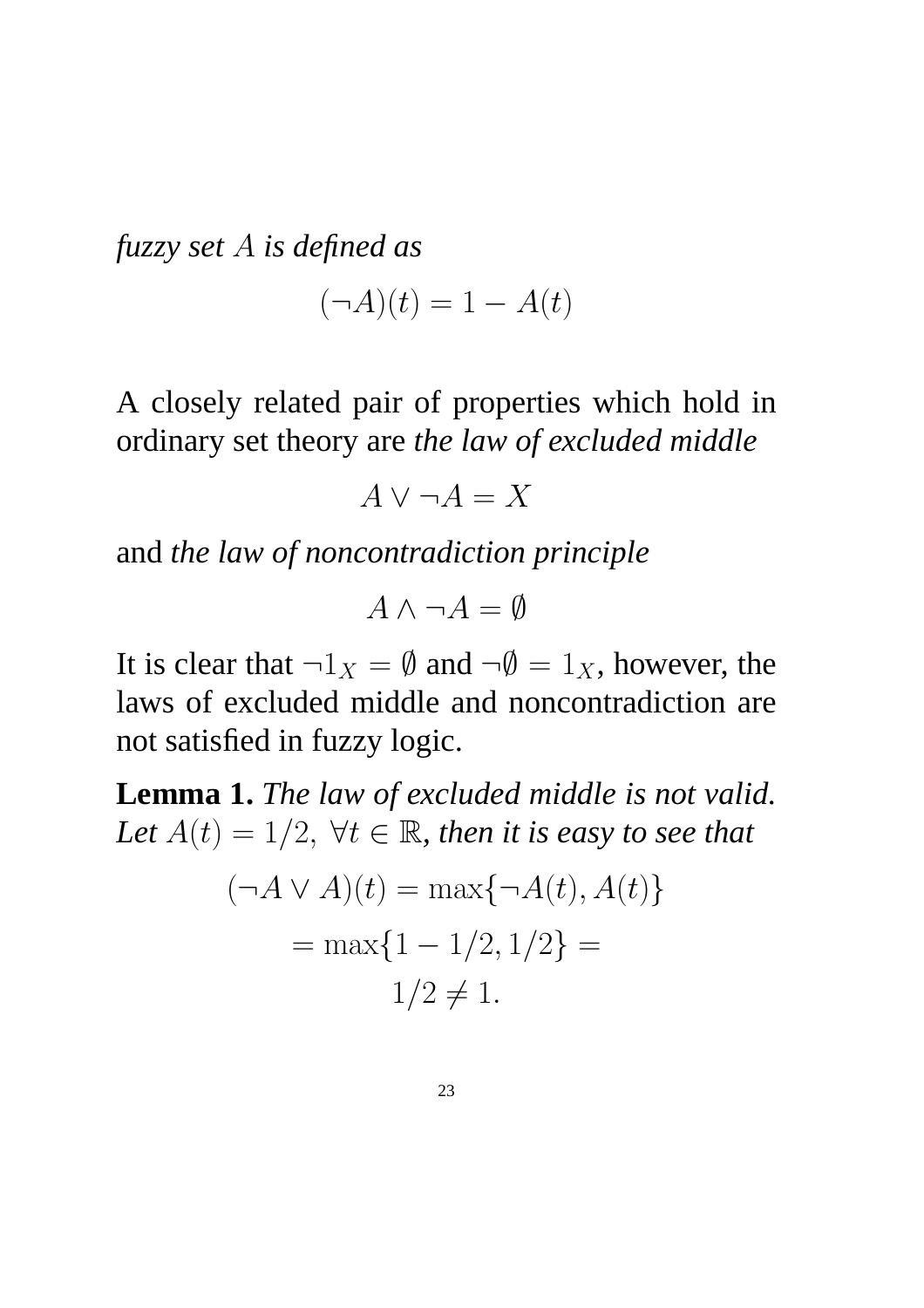*fuzzy set $A$ is defined as*

$$(\neg A)(t) = 1 - A(t)$$

A closely related pair of properties which hold in ordinary set theory are *the law of excluded middle*

$$A \vee \neg A = X$$

and *the law of noncontradiction principle*

$$A \wedge \neg A = \emptyset$$

It is clear that $\neg 1_X = \emptyset$ and $\neg \emptyset = 1_X$, however, the laws of excluded middle and noncontradiction are not satisfied in fuzzy logic.

**Lemma 1.** *The law of excluded middle is not valid. Let $A(t) = 1/2,\ \forall t \in \mathbb{R}$, then it is easy to see that*

$$(\neg A \vee A)(t) = \max\{\neg A(t), A(t)\}$$
$$= \max\{1 - 1/2, 1/2\} =$$
$$1/2 \neq 1.$$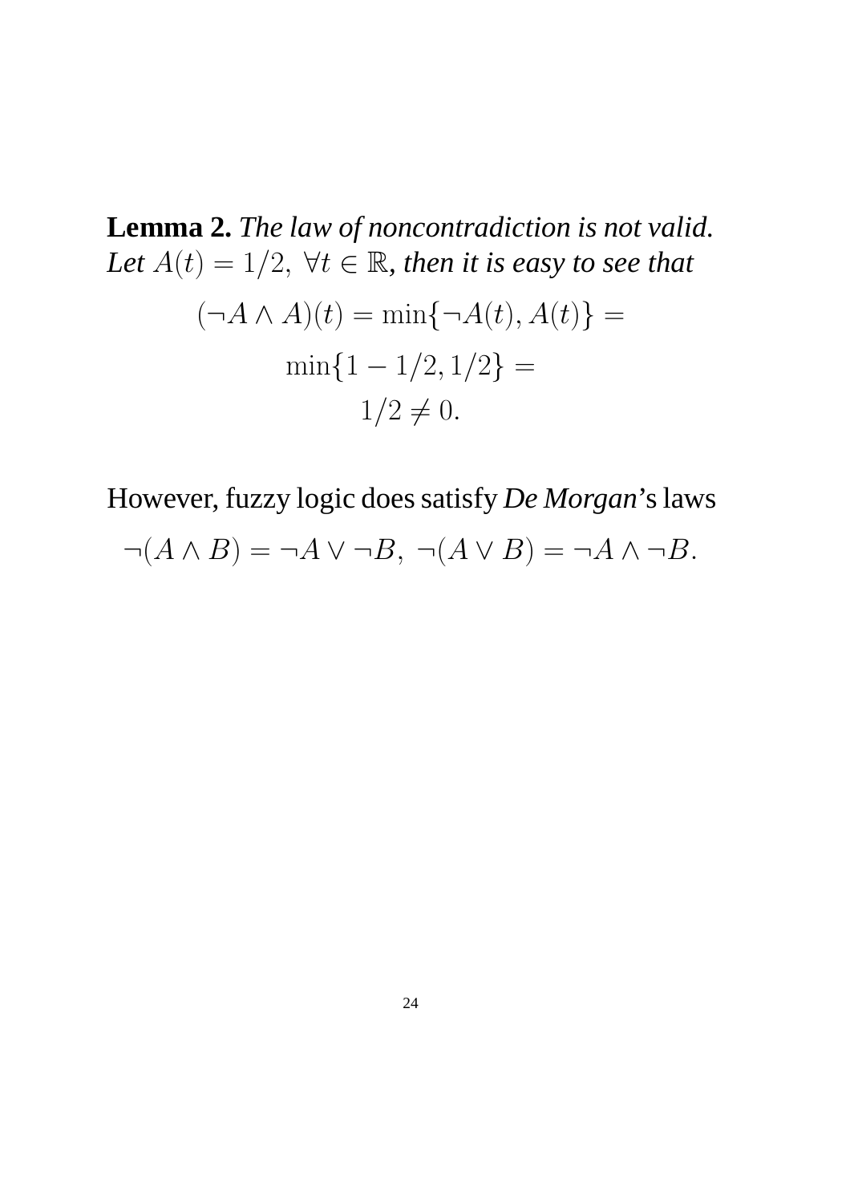**Lemma 2.** *The law of noncontradiction is not valid. Let $A(t) = 1/2, \ \forall t \in \mathbb{R}$, then it is easy to see that*

$$(\neg A \wedge A)(t) = \min\{\neg A(t), A(t)\} =$$
$$\min\{1 - 1/2, 1/2\} =$$
$$1/2 \neq 0.$$

However, fuzzy logic does satisfy *De Morgan*'s laws

$$\neg(A \wedge B) = \neg A \vee \neg B, \ \neg(A \vee B) = \neg A \wedge \neg B.$$